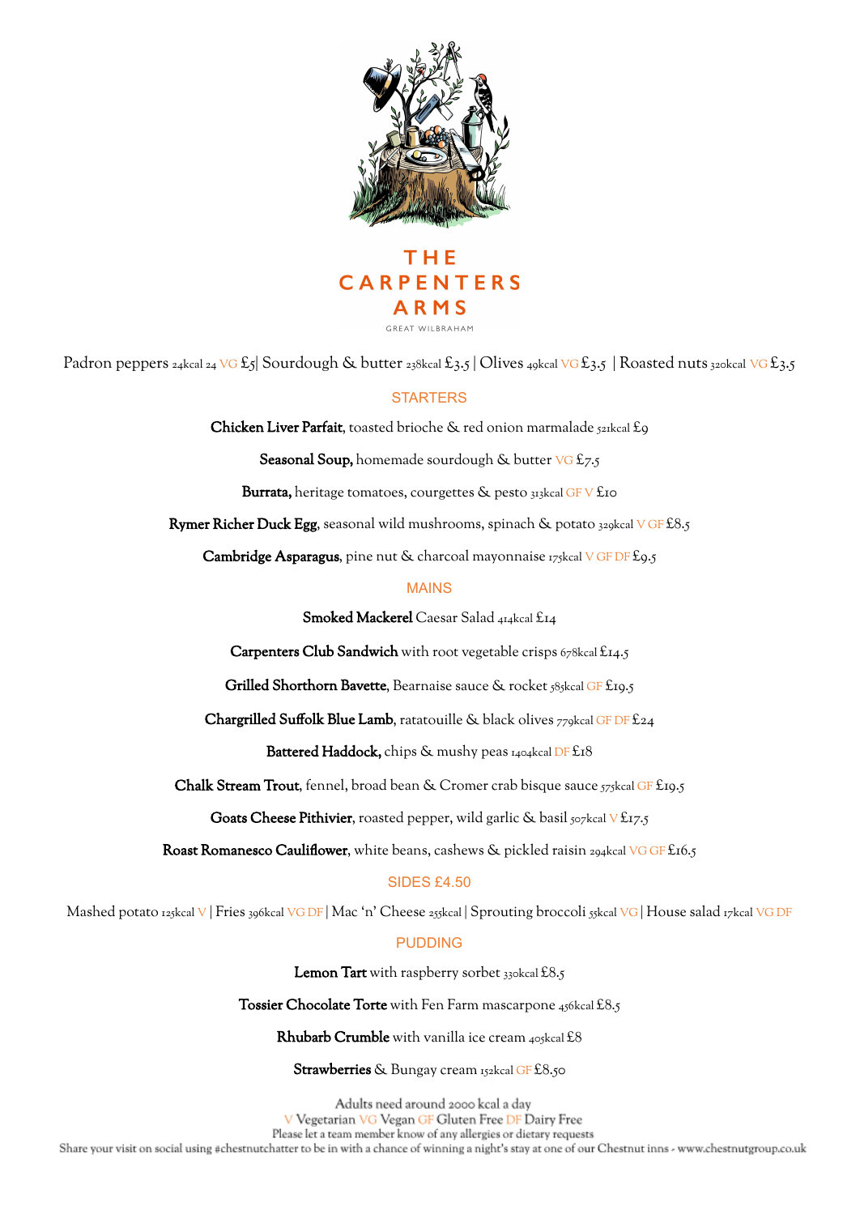# THE CARPENTERS ARMS

GREAT WILBRAHAM

Padron peppers 24kcal 24 VG £5| Sourdough & butter 238kcal £3.5 | Olives 49kcal VG £3.5 | Roasted nuts 320kcal VG £3.5

## STARTERS

**Chicken Liver Parfait**, toasted brioche & red onion marmalade 521kcal £9

**Seasonal Soup,** homemade sourdough & butter VG £7.5

**Burrata,** heritage tomatoes, courgettes & pesto 313kcal GF V £10

**Rymer Richer Duck Egg**, seasonal wild mushrooms, spinach & potato 329kcal V GF £8.5

**Cambridge Asparagus**, pine nut & charcoal mayonnaise 175kcal V GF DF £9.5

## MAINS

**Smoked Mackerel** Caesar Salad 414kcal £14

**Carpenters Club Sandwich** with root vegetable crisps 678kcal £14.5

**Grilled Shorthorn Bavette**, Bearnaise sauce & rocket 585kcal GF £19.5

**Chargrilled Suffolk Blue Lamb**, ratatouille & black olives 779kcal GF DF £24

**Battered Haddock,** chips & mushy peas 1404kcal DF £18

**Chalk Stream Trout**, fennel, broad bean & Cromer crab bisque sauce 575kcal GF £19.5

**Goats Cheese Pithivier**, roasted pepper, wild garlic & basil 507kcal V £17.5

**Roast Romanesco Cauliflower**, white beans, cashews & pickled raisin 294kcal VG GF £16.5

## SIDES £4.50

Mashed potato 125kcal V | Fries 396kcal VG DF | Mac 'n' Cheese 255kcal | Sprouting broccoli 55kcal VG | House salad 17kcal VG DF

## PUDDING

**Lemon Tart** with raspberry sorbet 330kcal £8.5

**Tossier Chocolate Torte** with Fen Farm mascarpone 456kcal £8.5

**Rhubarb Crumble** with vanilla ice cream 405kcal £8

**Strawberries** & Bungay cream 152kcal GF £8.50

Adults need around 2000 kcal a day

V Vegetarian VG Vegan GF Gluten Free DF Dairy Free

Please let a team member know of any allergies or dietary requests

Share your visit on social using #chestnutchatter to be in with a chance of winning a night's stay at one of our Chestnut inns - www.chestnutgroup.co.uk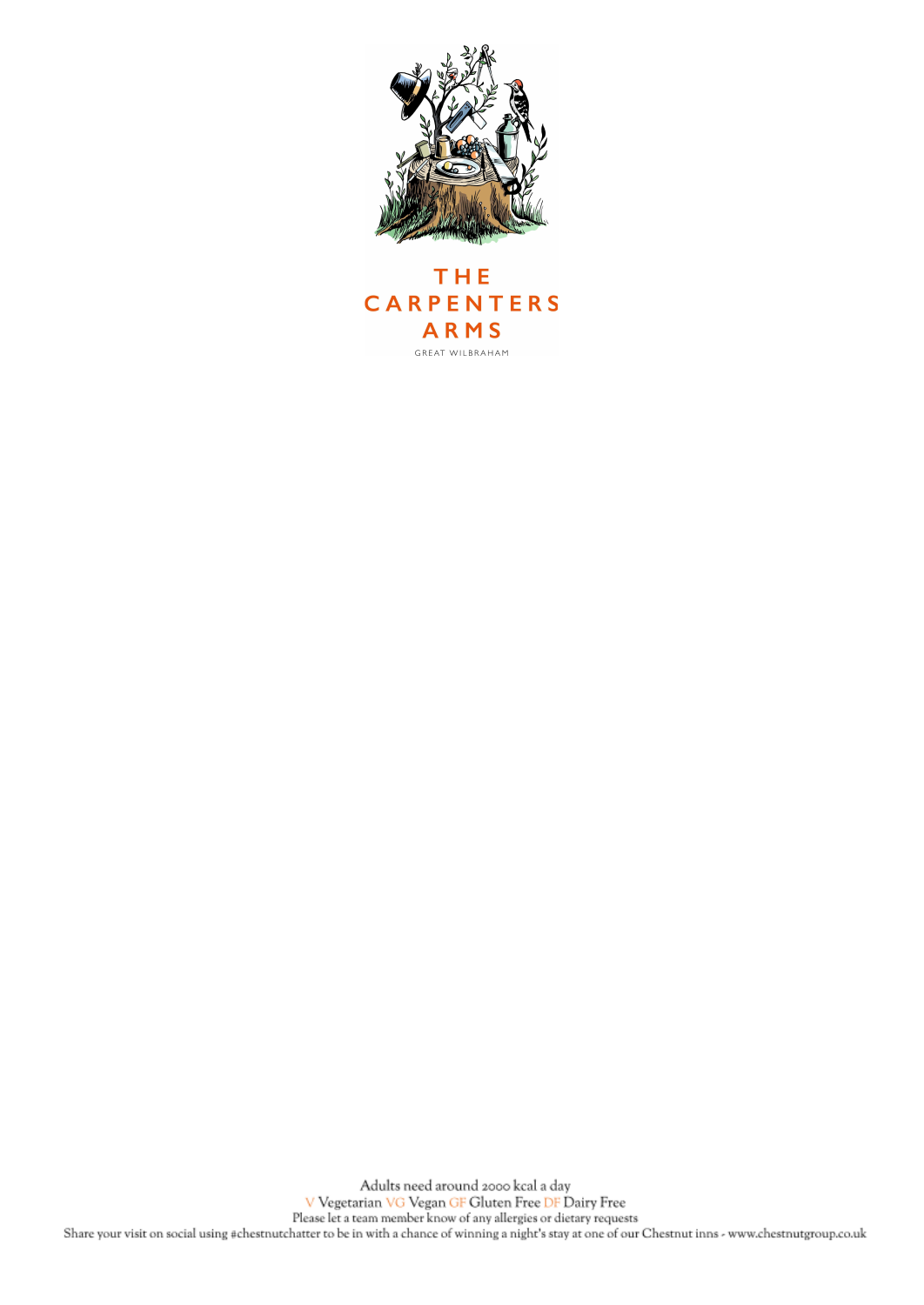# THE CARPENTERS ARMS

GREAT WILBRAHAM

Adults need around 2000 kcal a day

V Vegetarian VG Vegan GF Gluten Free DF Dairy Free

Please let a team member know of any allergies or dietary requests

Share your visit on social using #chestnutchatter to be in with a chance of winning a night's stay at one of our Chestnut inns - www.chestnutgroup.co.uk